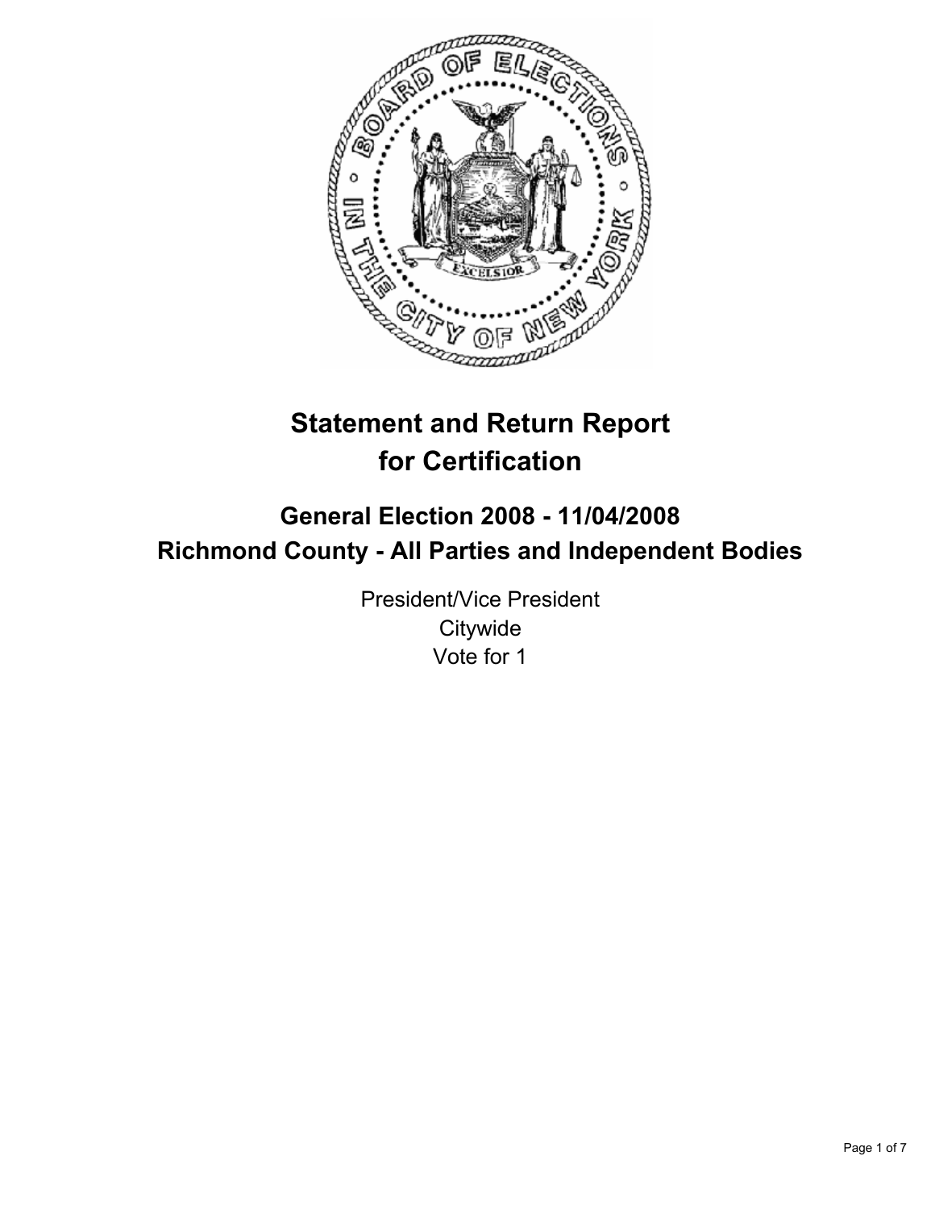# Statement and Return Report for Certification

## General Election 2008 - 11/04/2008
## Richmond County - All Parties and Independent Bodies

President/Vice President
Citywide
Vote for 1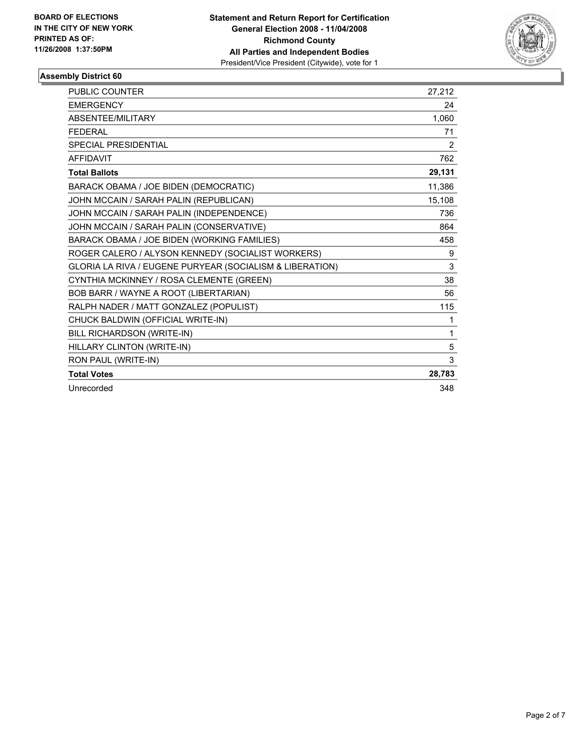BOARD OF ELECTIONS IN THE CITY OF NEW YORK
PRINTED AS OF: 11/26/2008 1:37:50PM

**Statement and Return Report for Certification**
**General Election 2008 - 11/04/2008**
**Richmond County**
**All Parties and Independent Bodies**
President/Vice President (Citywide), vote for 1

### Assembly District 60

| | |
|---|---|
| PUBLIC COUNTER | 27,212 |
| EMERGENCY | 24 |
| ABSENTEE/MILITARY | 1,060 |
| FEDERAL | 71 |
| SPECIAL PRESIDENTIAL | 2 |
| AFFIDAVIT | 762 |
| **Total Ballots** | **29,131** |
| BARACK OBAMA / JOE BIDEN (DEMOCRATIC) | 11,386 |
| JOHN MCCAIN / SARAH PALIN (REPUBLICAN) | 15,108 |
| JOHN MCCAIN / SARAH PALIN (INDEPENDENCE) | 736 |
| JOHN MCCAIN / SARAH PALIN (CONSERVATIVE) | 864 |
| BARACK OBAMA / JOE BIDEN (WORKING FAMILIES) | 458 |
| ROGER CALERO / ALYSON KENNEDY (SOCIALIST WORKERS) | 9 |
| GLORIA LA RIVA / EUGENE PURYEAR (SOCIALISM & LIBERATION) | 3 |
| CYNTHIA MCKINNEY / ROSA CLEMENTE (GREEN) | 38 |
| BOB BARR / WAYNE A ROOT (LIBERTARIAN) | 56 |
| RALPH NADER / MATT GONZALEZ (POPULIST) | 115 |
| CHUCK BALDWIN (OFFICIAL WRITE-IN) | 1 |
| BILL RICHARDSON (WRITE-IN) | 1 |
| HILLARY CLINTON (WRITE-IN) | 5 |
| RON PAUL (WRITE-IN) | 3 |
| **Total Votes** | **28,783** |
| Unrecorded | 348 |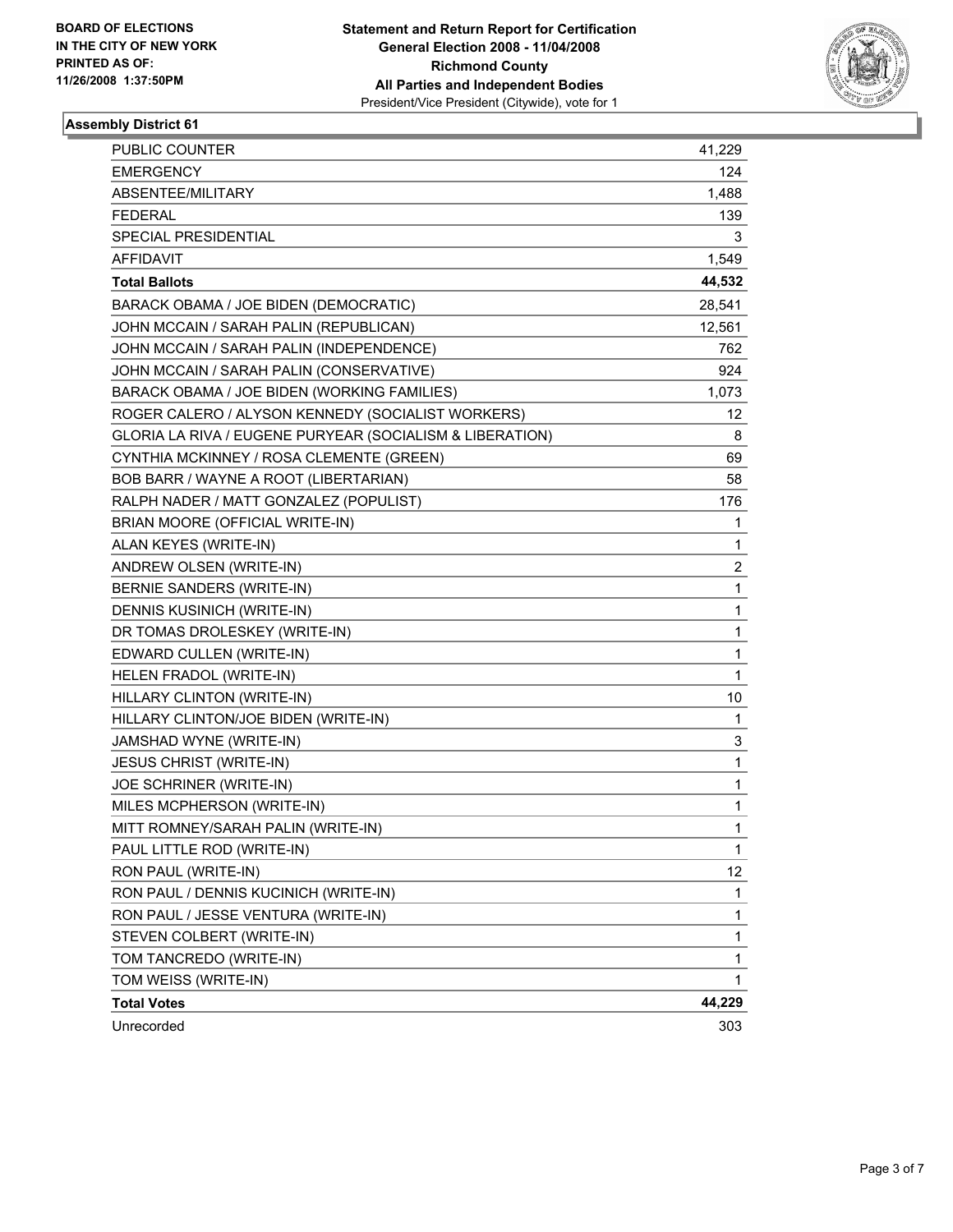**BOARD OF ELECTIONS IN THE CITY OF NEW YORK PRINTED AS OF: 11/26/2008 1:37:50PM**

**Statement and Return Report for Certification General Election 2008 - 11/04/2008 Richmond County All Parties and Independent Bodies**
President/Vice President (Citywide), vote for 1

## Assembly District 61

| | |
|---|---|
| PUBLIC COUNTER | 41,229 |
| EMERGENCY | 124 |
| ABSENTEE/MILITARY | 1,488 |
| FEDERAL | 139 |
| SPECIAL PRESIDENTIAL | 3 |
| AFFIDAVIT | 1,549 |
| **Total Ballots** | **44,532** |
| BARACK OBAMA / JOE BIDEN (DEMOCRATIC) | 28,541 |
| JOHN MCCAIN / SARAH PALIN (REPUBLICAN) | 12,561 |
| JOHN MCCAIN / SARAH PALIN (INDEPENDENCE) | 762 |
| JOHN MCCAIN / SARAH PALIN (CONSERVATIVE) | 924 |
| BARACK OBAMA / JOE BIDEN (WORKING FAMILIES) | 1,073 |
| ROGER CALERO / ALYSON KENNEDY (SOCIALIST WORKERS) | 12 |
| GLORIA LA RIVA / EUGENE PURYEAR (SOCIALISM & LIBERATION) | 8 |
| CYNTHIA MCKINNEY / ROSA CLEMENTE (GREEN) | 69 |
| BOB BARR / WAYNE A ROOT (LIBERTARIAN) | 58 |
| RALPH NADER / MATT GONZALEZ (POPULIST) | 176 |
| BRIAN MOORE (OFFICIAL WRITE-IN) | 1 |
| ALAN KEYES (WRITE-IN) | 1 |
| ANDREW OLSEN (WRITE-IN) | 2 |
| BERNIE SANDERS (WRITE-IN) | 1 |
| DENNIS KUSINICH (WRITE-IN) | 1 |
| DR TOMAS DROLESKEY (WRITE-IN) | 1 |
| EDWARD CULLEN (WRITE-IN) | 1 |
| HELEN FRADOL (WRITE-IN) | 1 |
| HILLARY CLINTON (WRITE-IN) | 10 |
| HILLARY CLINTON/JOE BIDEN (WRITE-IN) | 1 |
| JAMSHAD WYNE (WRITE-IN) | 3 |
| JESUS CHRIST (WRITE-IN) | 1 |
| JOE SCHRINER (WRITE-IN) | 1 |
| MILES MCPHERSON (WRITE-IN) | 1 |
| MITT ROMNEY/SARAH PALIN (WRITE-IN) | 1 |
| PAUL LITTLE ROD (WRITE-IN) | 1 |
| RON PAUL (WRITE-IN) | 12 |
| RON PAUL / DENNIS KUCINICH (WRITE-IN) | 1 |
| RON PAUL / JESSE VENTURA (WRITE-IN) | 1 |
| STEVEN COLBERT (WRITE-IN) | 1 |
| TOM TANCREDO (WRITE-IN) | 1 |
| TOM WEISS (WRITE-IN) | 1 |
| **Total Votes** | **44,229** |
| Unrecorded | 303 |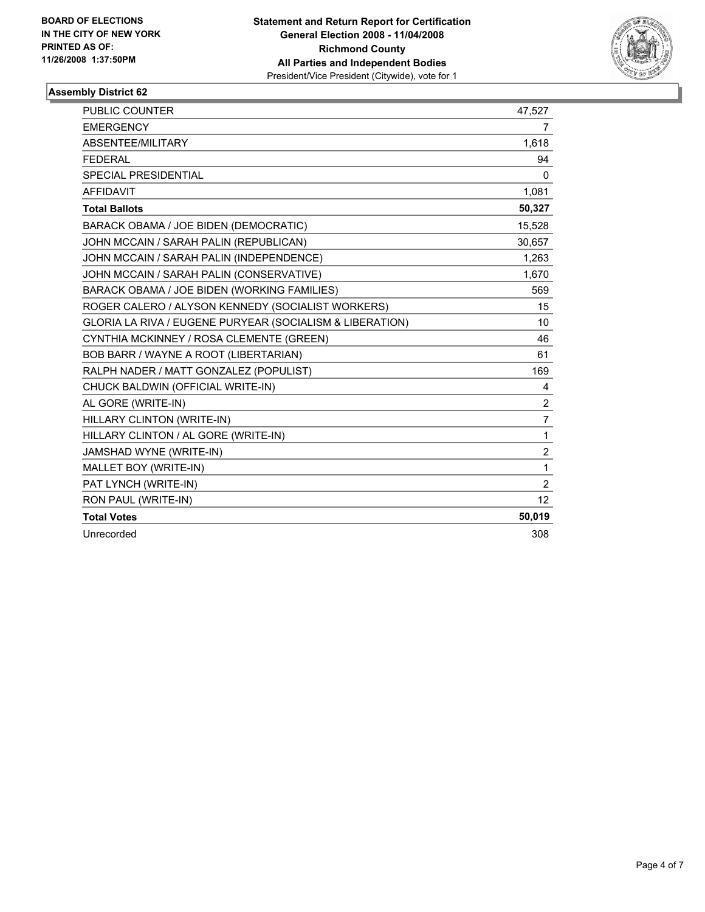**BOARD OF ELECTIONS IN THE CITY OF NEW YORK PRINTED AS OF: 11/26/2008 1:37:50PM**

**Statement and Return Report for Certification**
**General Election 2008 - 11/04/2008**
**Richmond County**
**All Parties and Independent Bodies**
President/Vice President (Citywide), vote for 1

**Assembly District 62**

| | |
|---|---|
| PUBLIC COUNTER | 47,527 |
| EMERGENCY | 7 |
| ABSENTEE/MILITARY | 1,618 |
| FEDERAL | 94 |
| SPECIAL PRESIDENTIAL | 0 |
| AFFIDAVIT | 1,081 |
| **Total Ballots** | **50,327** |
| BARACK OBAMA / JOE BIDEN (DEMOCRATIC) | 15,528 |
| JOHN MCCAIN / SARAH PALIN (REPUBLICAN) | 30,657 |
| JOHN MCCAIN / SARAH PALIN (INDEPENDENCE) | 1,263 |
| JOHN MCCAIN / SARAH PALIN (CONSERVATIVE) | 1,670 |
| BARACK OBAMA / JOE BIDEN (WORKING FAMILIES) | 569 |
| ROGER CALERO / ALYSON KENNEDY (SOCIALIST WORKERS) | 15 |
| GLORIA LA RIVA / EUGENE PURYEAR (SOCIALISM & LIBERATION) | 10 |
| CYNTHIA MCKINNEY / ROSA CLEMENTE (GREEN) | 46 |
| BOB BARR / WAYNE A ROOT (LIBERTARIAN) | 61 |
| RALPH NADER / MATT GONZALEZ (POPULIST) | 169 |
| CHUCK BALDWIN (OFFICIAL WRITE-IN) | 4 |
| AL GORE (WRITE-IN) | 2 |
| HILLARY CLINTON (WRITE-IN) | 7 |
| HILLARY CLINTON / AL GORE (WRITE-IN) | 1 |
| JAMSHAD WYNE (WRITE-IN) | 2 |
| MALLET BOY (WRITE-IN) | 1 |
| PAT LYNCH (WRITE-IN) | 2 |
| RON PAUL (WRITE-IN) | 12 |
| **Total Votes** | **50,019** |
| Unrecorded | 308 |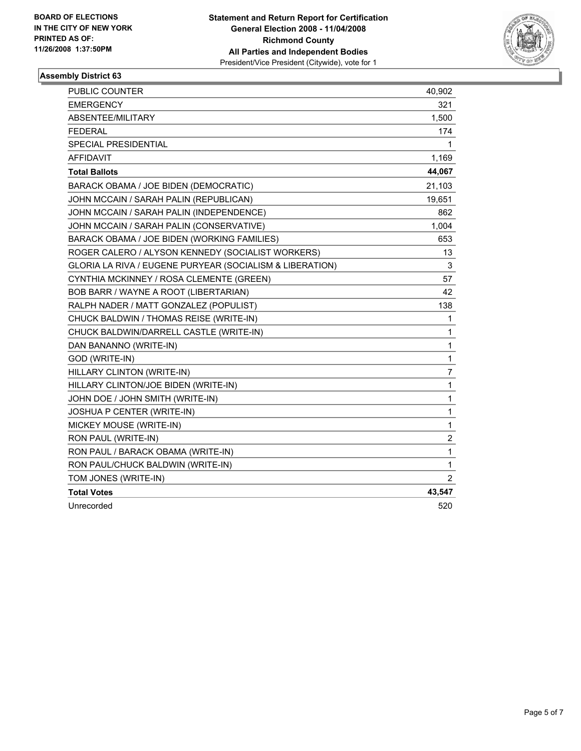**BOARD OF ELECTIONS**
**IN THE CITY OF NEW YORK**
**PRINTED AS OF:**
**11/26/2008 1:37:50PM**

**Statement and Return Report for Certification**
**General Election 2008 - 11/04/2008**
**Richmond County**
**All Parties and Independent Bodies**
President/Vice President (Citywide), vote for 1

### Assembly District 63

| | |
|---|---|
| PUBLIC COUNTER | 40,902 |
| EMERGENCY | 321 |
| ABSENTEE/MILITARY | 1,500 |
| FEDERAL | 174 |
| SPECIAL PRESIDENTIAL | 1 |
| AFFIDAVIT | 1,169 |
| **Total Ballots** | **44,067** |
| BARACK OBAMA / JOE BIDEN (DEMOCRATIC) | 21,103 |
| JOHN MCCAIN / SARAH PALIN (REPUBLICAN) | 19,651 |
| JOHN MCCAIN / SARAH PALIN (INDEPENDENCE) | 862 |
| JOHN MCCAIN / SARAH PALIN (CONSERVATIVE) | 1,004 |
| BARACK OBAMA / JOE BIDEN (WORKING FAMILIES) | 653 |
| ROGER CALERO / ALYSON KENNEDY (SOCIALIST WORKERS) | 13 |
| GLORIA LA RIVA / EUGENE PURYEAR (SOCIALISM & LIBERATION) | 3 |
| CYNTHIA MCKINNEY / ROSA CLEMENTE (GREEN) | 57 |
| BOB BARR / WAYNE A ROOT (LIBERTARIAN) | 42 |
| RALPH NADER / MATT GONZALEZ (POPULIST) | 138 |
| CHUCK BALDWIN / THOMAS REISE (WRITE-IN) | 1 |
| CHUCK BALDWIN/DARRELL CASTLE (WRITE-IN) | 1 |
| DAN BANANNO (WRITE-IN) | 1 |
| GOD (WRITE-IN) | 1 |
| HILLARY CLINTON (WRITE-IN) | 7 |
| HILLARY CLINTON/JOE BIDEN (WRITE-IN) | 1 |
| JOHN DOE / JOHN SMITH (WRITE-IN) | 1 |
| JOSHUA P CENTER (WRITE-IN) | 1 |
| MICKEY MOUSE (WRITE-IN) | 1 |
| RON PAUL (WRITE-IN) | 2 |
| RON PAUL / BARACK OBAMA (WRITE-IN) | 1 |
| RON PAUL/CHUCK BALDWIN (WRITE-IN) | 1 |
| TOM JONES (WRITE-IN) | 2 |
| **Total Votes** | **43,547** |
| Unrecorded | 520 |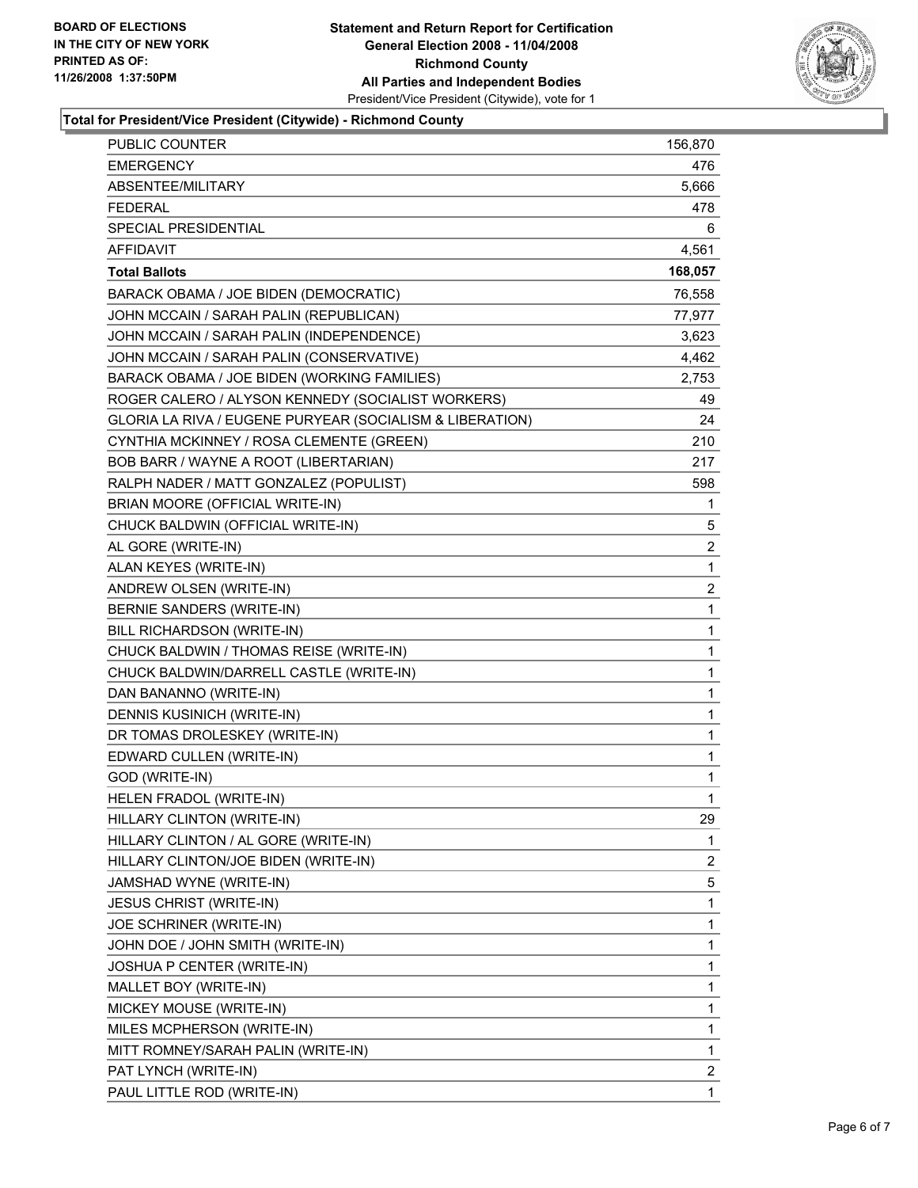**BOARD OF ELECTIONS IN THE CITY OF NEW YORK PRINTED AS OF: 11/26/2008 1:37:50PM**

# Statement and Return Report for Certification
## General Election 2008 - 11/04/2008
## Richmond County
## All Parties and Independent Bodies

President/Vice President (Citywide), vote for 1

### Total for President/Vice President (Citywide) - Richmond County

| | |
|---|---|
| PUBLIC COUNTER | 156,870 |
| EMERGENCY | 476 |
| ABSENTEE/MILITARY | 5,666 |
| FEDERAL | 478 |
| SPECIAL PRESIDENTIAL | 6 |
| AFFIDAVIT | 4,561 |
| **Total Ballots** | **168,057** |
| BARACK OBAMA / JOE BIDEN (DEMOCRATIC) | 76,558 |
| JOHN MCCAIN / SARAH PALIN (REPUBLICAN) | 77,977 |
| JOHN MCCAIN / SARAH PALIN (INDEPENDENCE) | 3,623 |
| JOHN MCCAIN / SARAH PALIN (CONSERVATIVE) | 4,462 |
| BARACK OBAMA / JOE BIDEN (WORKING FAMILIES) | 2,753 |
| ROGER CALERO / ALYSON KENNEDY (SOCIALIST WORKERS) | 49 |
| GLORIA LA RIVA / EUGENE PURYEAR (SOCIALISM & LIBERATION) | 24 |
| CYNTHIA MCKINNEY / ROSA CLEMENTE (GREEN) | 210 |
| BOB BARR / WAYNE A ROOT (LIBERTARIAN) | 217 |
| RALPH NADER / MATT GONZALEZ (POPULIST) | 598 |
| BRIAN MOORE (OFFICIAL WRITE-IN) | 1 |
| CHUCK BALDWIN (OFFICIAL WRITE-IN) | 5 |
| AL GORE (WRITE-IN) | 2 |
| ALAN KEYES (WRITE-IN) | 1 |
| ANDREW OLSEN (WRITE-IN) | 2 |
| BERNIE SANDERS (WRITE-IN) | 1 |
| BILL RICHARDSON (WRITE-IN) | 1 |
| CHUCK BALDWIN / THOMAS REISE (WRITE-IN) | 1 |
| CHUCK BALDWIN/DARRELL CASTLE (WRITE-IN) | 1 |
| DAN BANANNO (WRITE-IN) | 1 |
| DENNIS KUSINICH (WRITE-IN) | 1 |
| DR TOMAS DROLESKEY (WRITE-IN) | 1 |
| EDWARD CULLEN (WRITE-IN) | 1 |
| GOD (WRITE-IN) | 1 |
| HELEN FRADOL (WRITE-IN) | 1 |
| HILLARY CLINTON (WRITE-IN) | 29 |
| HILLARY CLINTON / AL GORE (WRITE-IN) | 1 |
| HILLARY CLINTON/JOE BIDEN (WRITE-IN) | 2 |
| JAMSHAD WYNE (WRITE-IN) | 5 |
| JESUS CHRIST (WRITE-IN) | 1 |
| JOE SCHRINER (WRITE-IN) | 1 |
| JOHN DOE / JOHN SMITH (WRITE-IN) | 1 |
| JOSHUA P CENTER (WRITE-IN) | 1 |
| MALLET BOY (WRITE-IN) | 1 |
| MICKEY MOUSE (WRITE-IN) | 1 |
| MILES MCPHERSON (WRITE-IN) | 1 |
| MITT ROMNEY/SARAH PALIN (WRITE-IN) | 1 |
| PAT LYNCH (WRITE-IN) | 2 |
| PAUL LITTLE ROD (WRITE-IN) | 1 |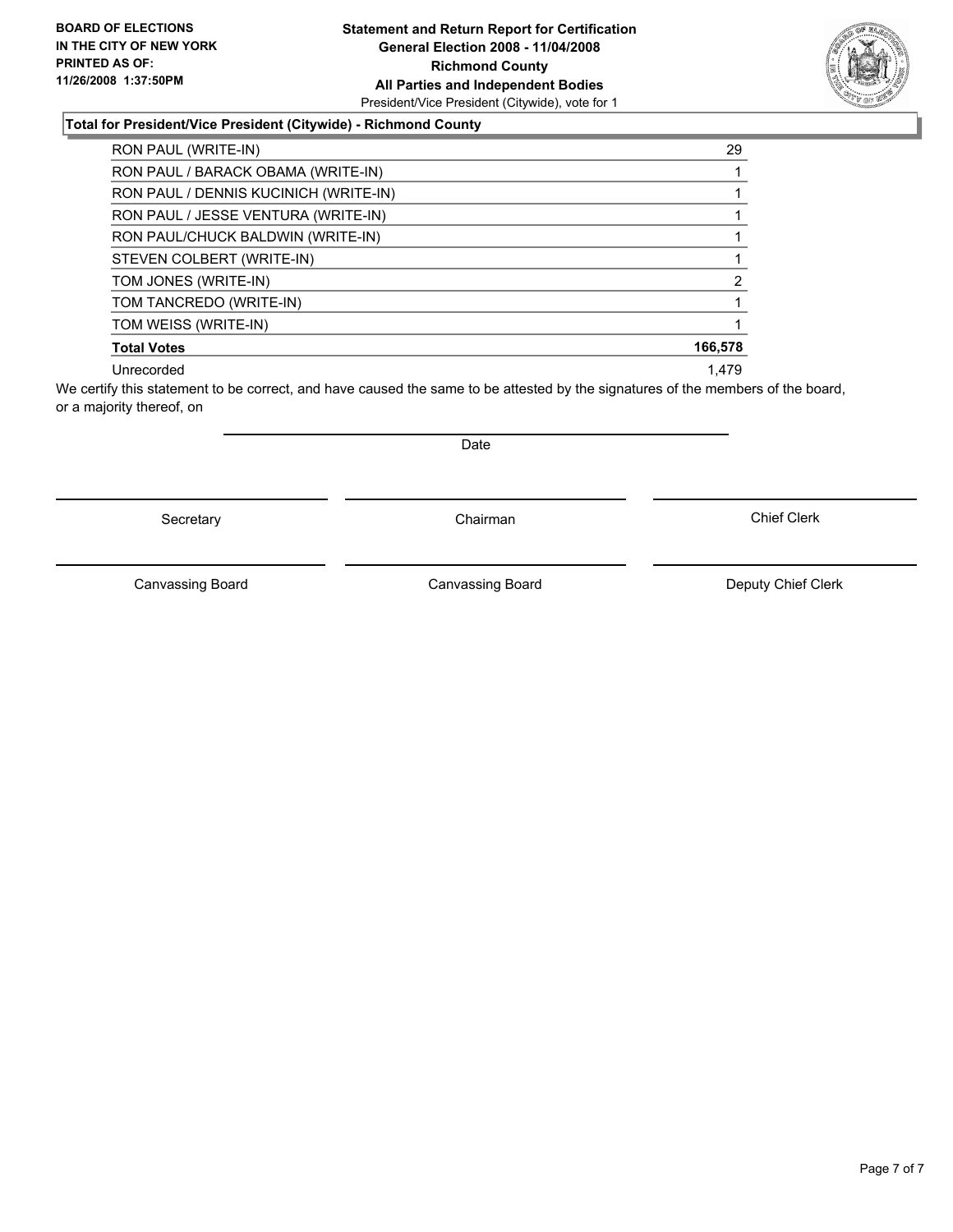**BOARD OF ELECTIONS IN THE CITY OF NEW YORK PRINTED AS OF: 11/26/2008 1:37:50PM**

**Statement and Return Report for Certification**
**General Election 2008 - 11/04/2008**
**Richmond County**
**All Parties and Independent Bodies**
President/Vice President (Citywide), vote for 1

**Total for President/Vice President (Citywide) - Richmond County**

| | |
|---|---|
| RON PAUL (WRITE-IN) | 29 |
| RON PAUL / BARACK OBAMA (WRITE-IN) | 1 |
| RON PAUL / DENNIS KUCINICH (WRITE-IN) | 1 |
| RON PAUL / JESSE VENTURA (WRITE-IN) | 1 |
| RON PAUL/CHUCK BALDWIN (WRITE-IN) | 1 |
| STEVEN COLBERT (WRITE-IN) | 1 |
| TOM JONES (WRITE-IN) | 2 |
| TOM TANCREDO (WRITE-IN) | 1 |
| TOM WEISS (WRITE-IN) | 1 |
| **Total Votes** | **166,578** |
| Unrecorded | 1,479 |

We certify this statement to be correct, and have caused the same to be attested by the signatures of the members of the board, or a majority thereof, on

Date

Secretary

Chairman

Chief Clerk

Canvassing Board

Canvassing Board

Deputy Chief Clerk